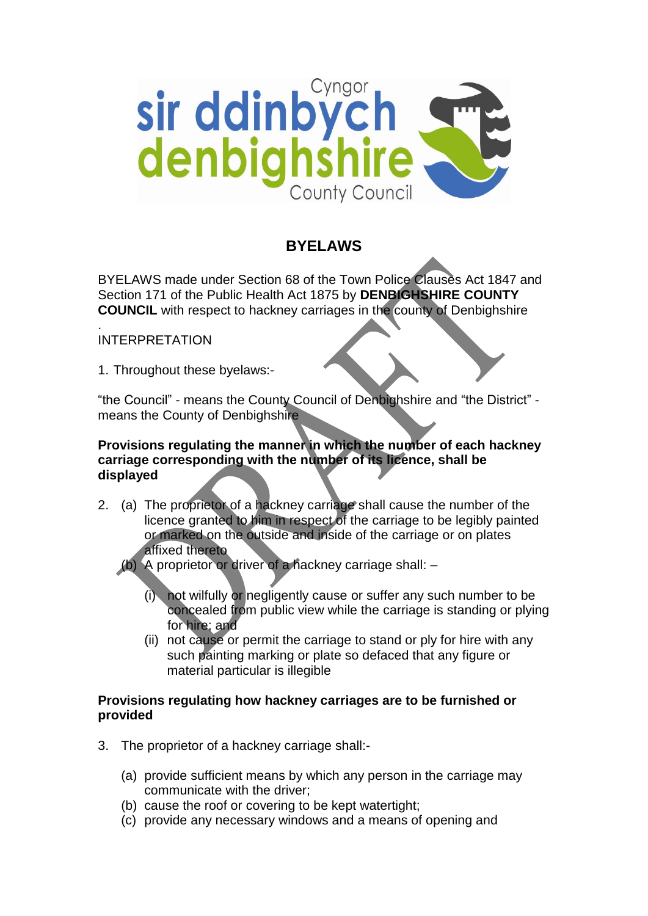Cyngor sir ddinbych denbighshire County Council

# BYELAWS

BYELAWS made under Section 68 of the Town Police Clauses Act 1847 and Section 171 of the Public Health Act 1875 by **DENBIGHSHIRE COUNTY COUNCIL** with respect to hackney carriages in the county of Denbighshire

.

INTERPRETATION

1. Throughout these byelaws:-

"the Council" - means the County Council of Denbighshire and "the District" - means the County of Denbighshire

**Provisions regulating the manner in which the number of each hackney carriage corresponding with the number of its licence, shall be displayed**

2. (a) The proprietor of a hackney carriage shall cause the number of the licence granted to him in respect of the carriage to be legibly painted or marked on the outside and inside of the carriage or on plates affixed thereto
   (b) A proprietor or driver of a hackney carriage shall: –
      (i) not wilfully or negligently cause or suffer any such number to be concealed from public view while the carriage is standing or plying for hire; and
      (ii) not cause or permit the carriage to stand or ply for hire with any such painting marking or plate so defaced that any figure or material particular is illegible

**Provisions regulating how hackney carriages are to be furnished or provided**

3. The proprietor of a hackney carriage shall:-
   (a) provide sufficient means by which any person in the carriage may communicate with the driver;
   (b) cause the roof or covering to be kept watertight;
   (c) provide any necessary windows and a means of opening and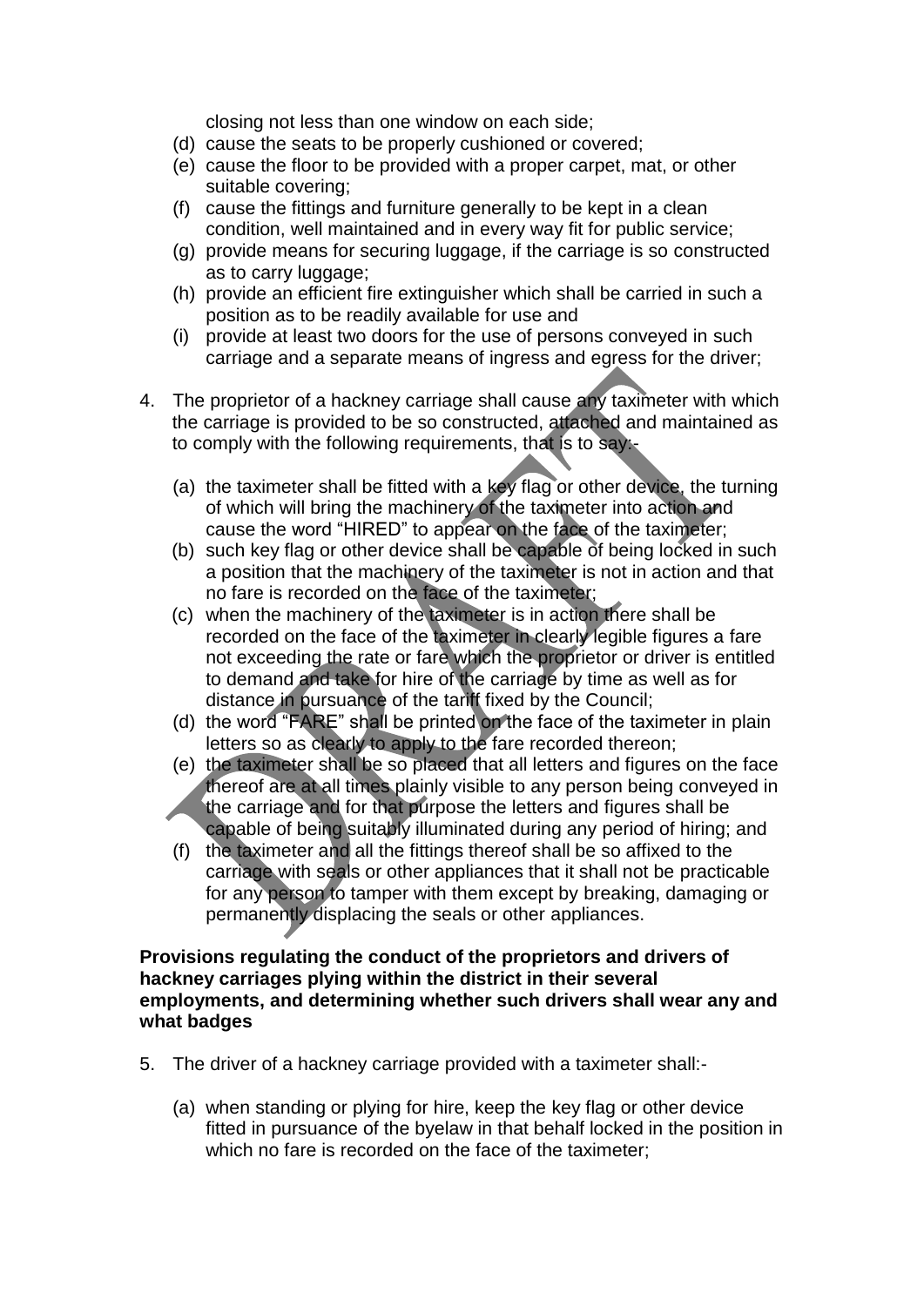closing not less than one window on each side;

(d) cause the seats to be properly cushioned or covered;

(e) cause the floor to be provided with a proper carpet, mat, or other suitable covering;

(f) cause the fittings and furniture generally to be kept in a clean condition, well maintained and in every way fit for public service;

(g) provide means for securing luggage, if the carriage is so constructed as to carry luggage;

(h) provide an efficient fire extinguisher which shall be carried in such a position as to be readily available for use and

(i) provide at least two doors for the use of persons conveyed in such carriage and a separate means of ingress and egress for the driver;

4. The proprietor of a hackney carriage shall cause any taximeter with which the carriage is provided to be so constructed, attached and maintained as to comply with the following requirements, that is to say:-

   (a) the taximeter shall be fitted with a key flag or other device, the turning of which will bring the machinery of the taximeter into action and cause the word "HIRED" to appear on the face of the taximeter;

   (b) such key flag or other device shall be capable of being locked in such a position that the machinery of the taximeter is not in action and that no fare is recorded on the face of the taximeter;

   (c) when the machinery of the taximeter is in action there shall be recorded on the face of the taximeter in clearly legible figures a fare not exceeding the rate or fare which the proprietor or driver is entitled to demand and take for hire of the carriage by time as well as for distance in pursuance of the tariff fixed by the Council;

   (d) the word "FARE" shall be printed on the face of the taximeter in plain letters so as clearly to apply to the fare recorded thereon;

   (e) the taximeter shall be so placed that all letters and figures on the face thereof are at all times plainly visible to any person being conveyed in the carriage and for that purpose the letters and figures shall be capable of being suitably illuminated during any period of hiring; and

   (f) the taximeter and all the fittings thereof shall be so affixed to the carriage with seals or other appliances that it shall not be practicable for any person to tamper with them except by breaking, damaging or permanently displacing the seals or other appliances.

**Provisions regulating the conduct of the proprietors and drivers of hackney carriages plying within the district in their several employments, and determining whether such drivers shall wear any and what badges**

5. The driver of a hackney carriage provided with a taximeter shall:-

   (a) when standing or plying for hire, keep the key flag or other device fitted in pursuance of the byelaw in that behalf locked in the position in which no fare is recorded on the face of the taximeter;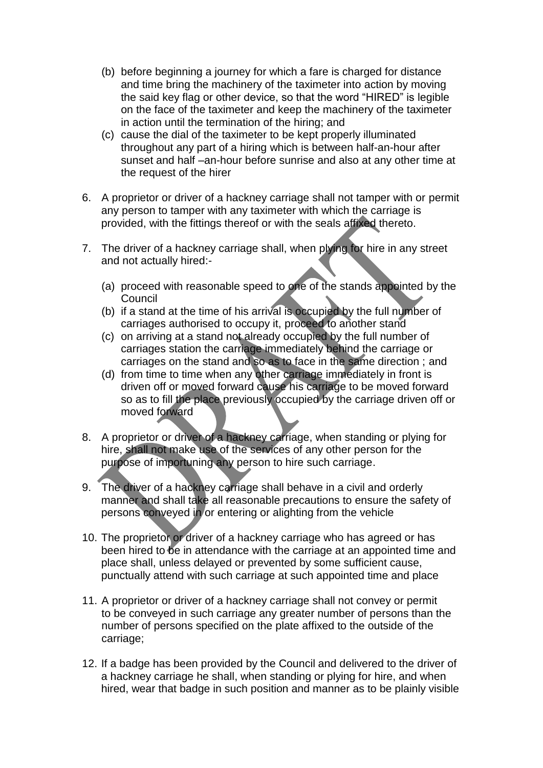(b) before beginning a journey for which a fare is charged for distance and time bring the machinery of the taximeter into action by moving the said key flag or other device, so that the word "HIRED" is legible on the face of the taximeter and keep the machinery of the taximeter in action until the termination of the hiring; and

(c) cause the dial of the taximeter to be kept properly illuminated throughout any part of a hiring which is between half-an-hour after sunset and half –an-hour before sunrise and also at any other time at the request of the hirer

6. A proprietor or driver of a hackney carriage shall not tamper with or permit any person to tamper with any taximeter with which the carriage is provided, with the fittings thereof or with the seals affixed thereto.

7. The driver of a hackney carriage shall, when plying for hire in any street and not actually hired:-

   (a) proceed with reasonable speed to one of the stands appointed by the Council

   (b) if a stand at the time of his arrival is occupied by the full number of carriages authorised to occupy it, proceed to another stand

   (c) on arriving at a stand not already occupied by the full number of carriages station the carriage immediately behind the carriage or carriages on the stand and so as to face in the same direction ; and

   (d) from time to time when any other carriage immediately in front is driven off or moved forward cause his carriage to be moved forward so as to fill the place previously occupied by the carriage driven off or moved forward

8. A proprietor or driver of a hackney carriage, when standing or plying for hire, shall not make use of the services of any other person for the purpose of importuning any person to hire such carriage.

9. The driver of a hackney carriage shall behave in a civil and orderly manner and shall take all reasonable precautions to ensure the safety of persons conveyed in or entering or alighting from the vehicle

10. The proprietor or driver of a hackney carriage who has agreed or has been hired to be in attendance with the carriage at an appointed time and place shall, unless delayed or prevented by some sufficient cause, punctually attend with such carriage at such appointed time and place

11. A proprietor or driver of a hackney carriage shall not convey or permit to be conveyed in such carriage any greater number of persons than the number of persons specified on the plate affixed to the outside of the carriage;

12. If a badge has been provided by the Council and delivered to the driver of a hackney carriage he shall, when standing or plying for hire, and when hired, wear that badge in such position and manner as to be plainly visible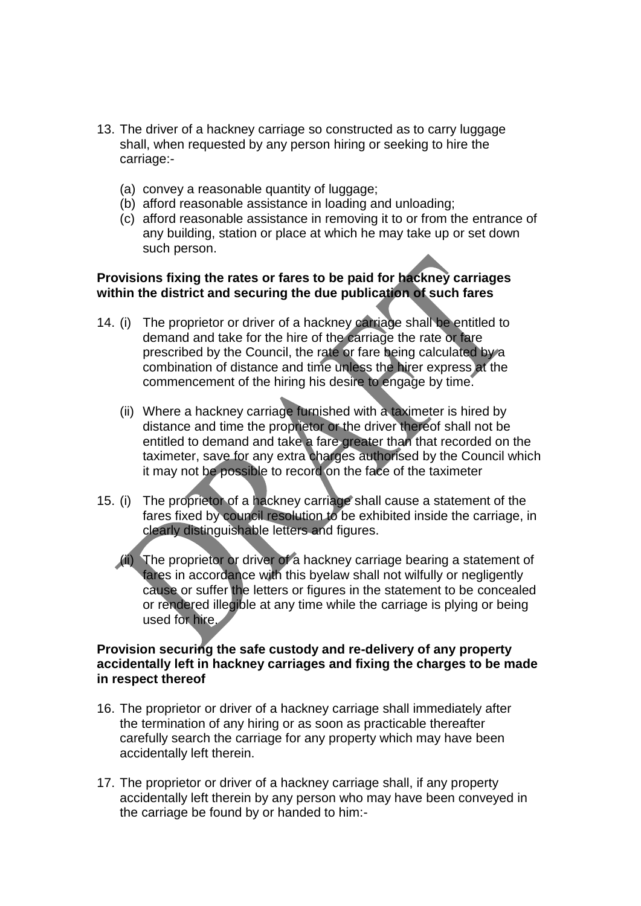13. The driver of a hackney carriage so constructed as to carry luggage shall, when requested by any person hiring or seeking to hire the carriage:-

    (a) convey a reasonable quantity of luggage;
    (b) afford reasonable assistance in loading and unloading;
    (c) afford reasonable assistance in removing it to or from the entrance of any building, station or place at which he may take up or set down such person.

**Provisions fixing the rates or fares to be paid for hackney carriages within the district and securing the due publication of such fares**

14. (i) The proprietor or driver of a hackney carriage shall be entitled to demand and take for the hire of the carriage the rate or fare prescribed by the Council, the rate or fare being calculated by a combination of distance and time unless the hirer express at the commencement of the hiring his desire to engage by time.

    (ii) Where a hackney carriage furnished with a taximeter is hired by distance and time the proprietor or the driver thereof shall not be entitled to demand and take a fare greater than that recorded on the taximeter, save for any extra charges authorised by the Council which it may not be possible to record on the face of the taximeter

15. (i) The proprietor of a hackney carriage shall cause a statement of the fares fixed by council resolution to be exhibited inside the carriage, in clearly distinguishable letters and figures.

    (ii) The proprietor or driver of a hackney carriage bearing a statement of fares in accordance with this byelaw shall not wilfully or negligently cause or suffer the letters or figures in the statement to be concealed or rendered illegible at any time while the carriage is plying or being used for hire.

**Provision securing the safe custody and re-delivery of any property accidentally left in hackney carriages and fixing the charges to be made in respect thereof**

16. The proprietor or driver of a hackney carriage shall immediately after the termination of any hiring or as soon as practicable thereafter carefully search the carriage for any property which may have been accidentally left therein.

17. The proprietor or driver of a hackney carriage shall, if any property accidentally left therein by any person who may have been conveyed in the carriage be found by or handed to him:-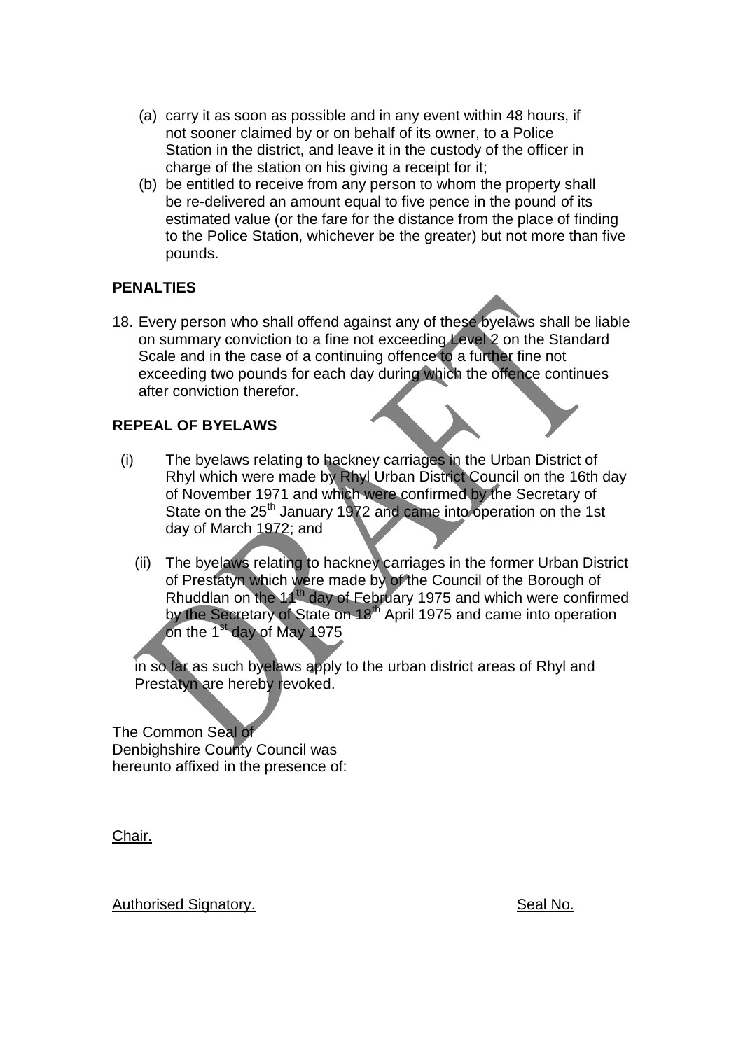(a) carry it as soon as possible and in any event within 48 hours, if not sooner claimed by or on behalf of its owner, to a Police Station in the district, and leave it in the custody of the officer in charge of the station on his giving a receipt for it;

(b) be entitled to receive from any person to whom the property shall be re-delivered an amount equal to five pence in the pound of its estimated value (or the fare for the distance from the place of finding to the Police Station, whichever be the greater) but not more than five pounds.

**PENALTIES**

18. Every person who shall offend against any of these byelaws shall be liable on summary conviction to a fine not exceeding Level 2 on the Standard Scale and in the case of a continuing offence to a further fine not exceeding two pounds for each day during which the offence continues after conviction therefor.

**REPEAL OF BYELAWS**

(i) The byelaws relating to hackney carriages in the Urban District of Rhyl which were made by Rhyl Urban District Council on the 16th day of November 1971 and which were confirmed by the Secretary of State on the 25th January 1972 and came into operation on the 1st day of March 1972; and

(ii) The byelaws relating to hackney carriages in the former Urban District of Prestatyn which were made by of the Council of the Borough of Rhuddlan on the 11th day of February 1975 and which were confirmed by the Secretary of State on 18th April 1975 and came into operation on the 1st day of May 1975

in so far as such byelaws apply to the urban district areas of Rhyl and Prestatyn are hereby revoked.

The Common Seal of
Denbighshire County Council was
hereunto affixed in the presence of:

Chair.

Authorised Signatory. Seal No.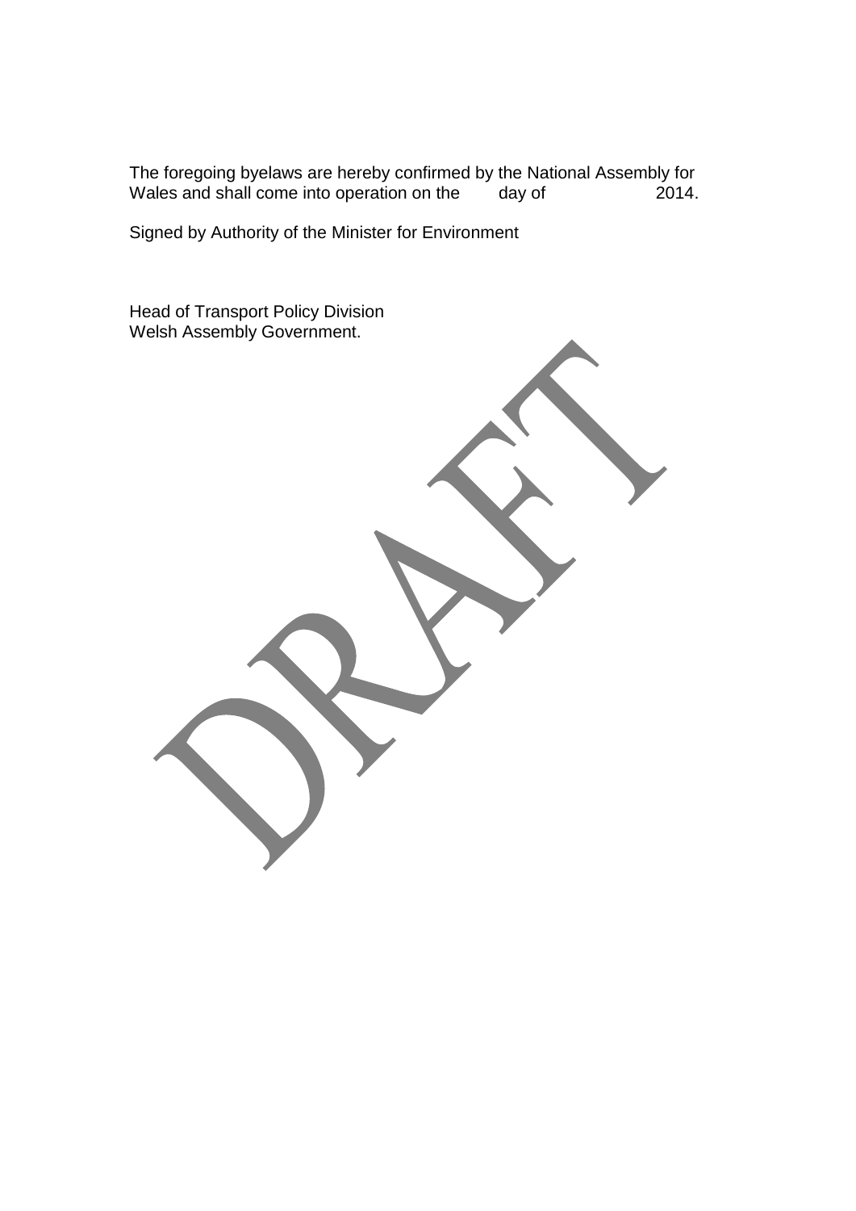The foregoing byelaws are hereby confirmed by the National Assembly for Wales and shall come into operation on the day of 2014.

Signed by Authority of the Minister for Environment

Head of Transport Policy Division
Welsh Assembly Government.

DRAFT